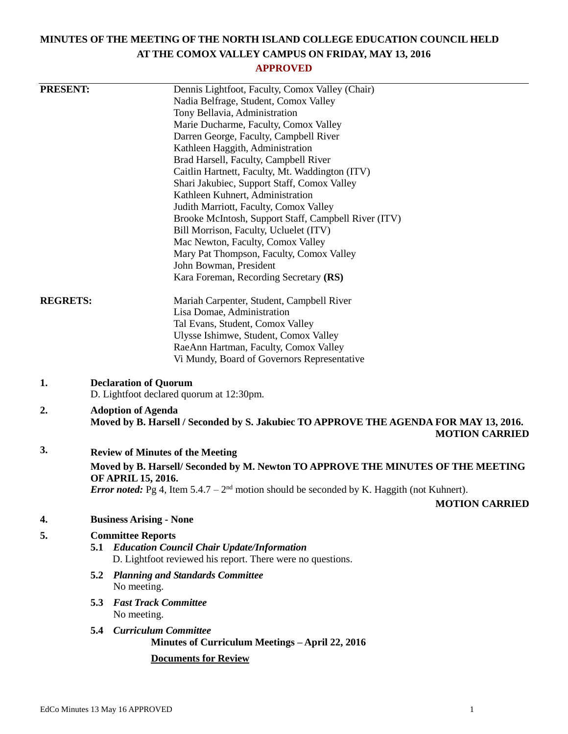# MINUTES OF THE MEETING OF THE NORTH ISLAND COLLEGE EDUCATION COUNCIL HELD AT THE COMOX VALLEY CAMPUS ON FRIDAY, MAY 13, 2016

**APPROVED**

**PRESENT:**

Dennis Lightfoot, Faculty, Comox Valley (Chair)
Nadia Belfrage, Student, Comox Valley
Tony Bellavia, Administration
Marie Ducharme, Faculty, Comox Valley
Darren George, Faculty, Campbell River
Kathleen Haggith, Administration
Brad Harsell, Faculty, Campbell River
Caitlin Hartnett, Faculty, Mt. Waddington (ITV)
Shari Jakubiec, Support Staff, Comox Valley
Kathleen Kuhnert, Administration
Judith Marriott, Faculty, Comox Valley
Brooke McIntosh, Support Staff, Campbell River (ITV)
Bill Morrison, Faculty, Ucluelet (ITV)
Mac Newton, Faculty, Comox Valley
Mary Pat Thompson, Faculty, Comox Valley
John Bowman, President
Kara Foreman, Recording Secretary **(RS)**

**REGRETS:**

Mariah Carpenter, Student, Campbell River
Lisa Domae, Administration
Tal Evans, Student, Comox Valley
Ulysse Ishimwe, Student, Comox Valley
RaeAnn Hartman, Faculty, Comox Valley
Vi Mundy, Board of Governors Representative

**1. Declaration of Quorum**

D. Lightfoot declared quorum at 12:30pm.

**2. Adoption of Agenda**

**Moved by B. Harsell / Seconded by S. Jakubiec TO APPROVE THE AGENDA FOR MAY 13, 2016.**

**MOTION CARRIED**

**3. Review of Minutes of the Meeting**

**Moved by B. Harsell/ Seconded by M. Newton TO APPROVE THE MINUTES OF THE MEETING OF APRIL 15, 2016.**

***Error noted:*** Pg 4, Item 5.4.7 – 2nd motion should be seconded by K. Haggith (not Kuhnert).

**MOTION CARRIED**

**4. Business Arising - None**

**5. Committee Reports**

**5.1 *Education Council Chair Update/Information***

D. Lightfoot reviewed his report. There were no questions.

**5.2 *Planning and Standards Committee***

No meeting.

**5.3 *Fast Track Committee***

No meeting.

**5.4 *Curriculum Committee***

**Minutes of Curriculum Meetings – April 22, 2016**

**Documents for Review**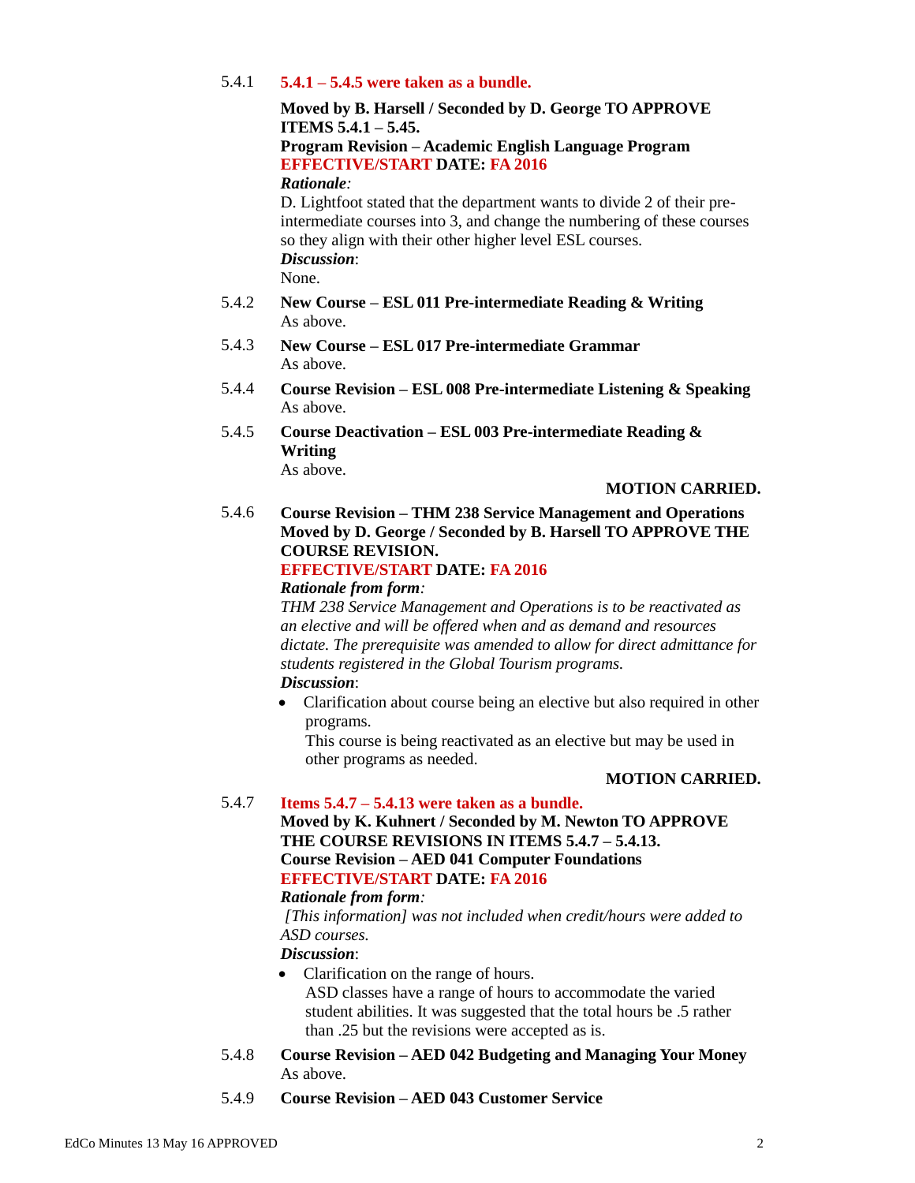5.4.1 **5.4.1 – 5.4.5 were taken as a bundle.**

**Moved by B. Harsell / Seconded by D. George TO APPROVE ITEMS 5.4.1 – 5.45.**

**Program Revision – Academic English Language Program**

**EFFECTIVE/START DATE: FA 2016**

***Rationale:***

D. Lightfoot stated that the department wants to divide 2 of their pre-intermediate courses into 3, and change the numbering of these courses so they align with their other higher level ESL courses.

***Discussion*:**

None.

5.4.2 **New Course – ESL 011 Pre-intermediate Reading & Writing**

As above.

5.4.3 **New Course – ESL 017 Pre-intermediate Grammar**

As above.

5.4.4 **Course Revision – ESL 008 Pre-intermediate Listening & Speaking**

As above.

5.4.5 **Course Deactivation – ESL 003 Pre-intermediate Reading & Writing**

As above.

**MOTION CARRIED.**

5.4.6 **Course Revision – THM 238 Service Management and Operations**

**Moved by D. George / Seconded by B. Harsell TO APPROVE THE COURSE REVISION.**

**EFFECTIVE/START DATE: FA 2016**

***Rationale from form:***

*THM 238 Service Management and Operations is to be reactivated as an elective and will be offered when and as demand and resources dictate. The prerequisite was amended to allow for direct admittance for students registered in the Global Tourism programs.*

***Discussion*:**

- Clarification about course being an elective but also required in other programs.
  This course is being reactivated as an elective but may be used in other programs as needed.

**MOTION CARRIED.**

5.4.7 **Items 5.4.7 – 5.4.13 were taken as a bundle.**

**Moved by K. Kuhnert / Seconded by M. Newton TO APPROVE THE COURSE REVISIONS IN ITEMS 5.4.7 – 5.4.13.**

**Course Revision – AED 041 Computer Foundations**

**EFFECTIVE/START DATE: FA 2016**

***Rationale from form:***

*[This information] was not included when credit/hours were added to ASD courses.*

***Discussion*:**

- Clarification on the range of hours.
  ASD classes have a range of hours to accommodate the varied student abilities. It was suggested that the total hours be .5 rather than .25 but the revisions were accepted as is.

5.4.8 **Course Revision – AED 042 Budgeting and Managing Your Money**

As above.

5.4.9 **Course Revision – AED 043 Customer Service**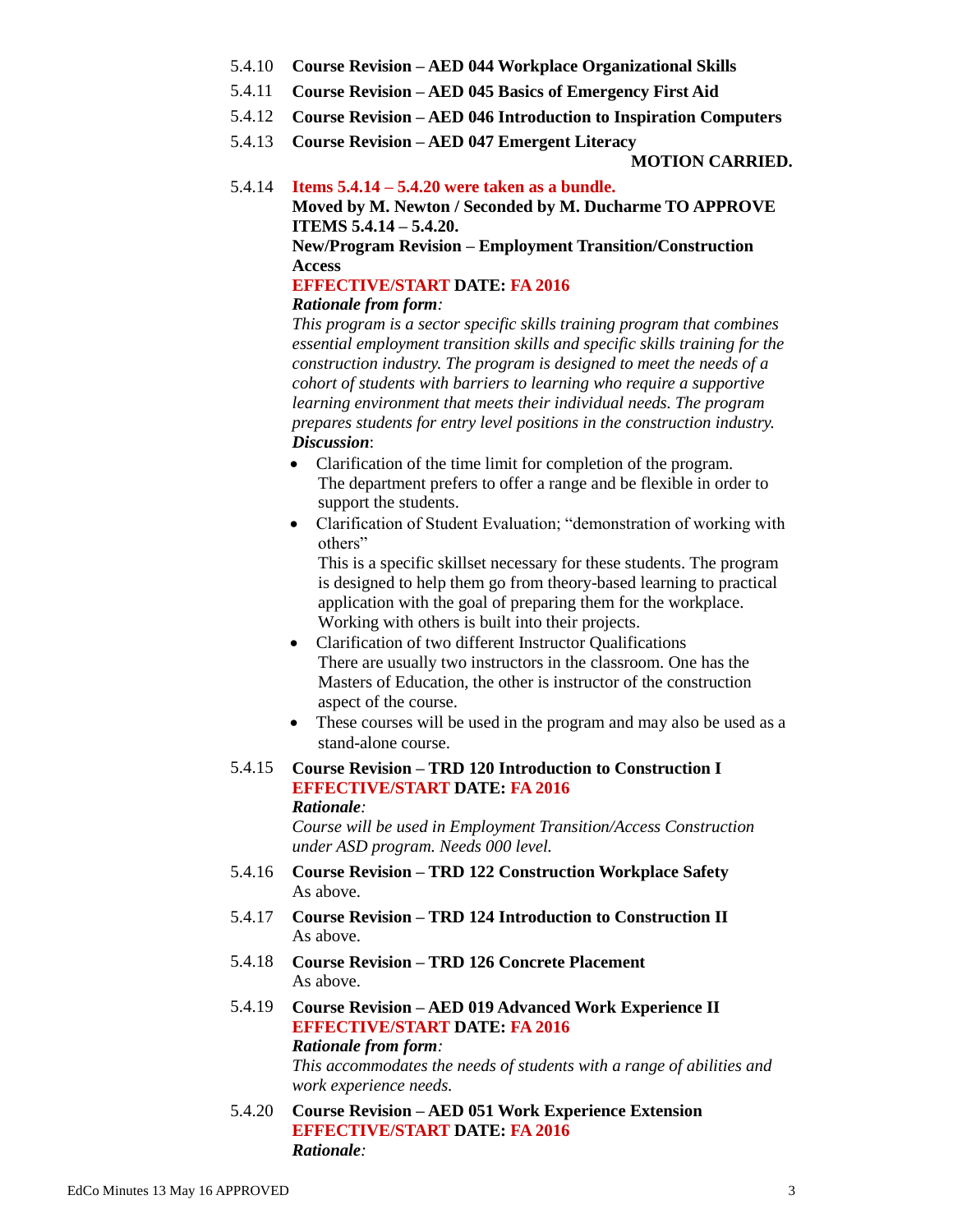5.4.10 **Course Revision – AED 044 Workplace Organizational Skills**

5.4.11 **Course Revision – AED 045 Basics of Emergency First Aid**

5.4.12 **Course Revision – AED 046 Introduction to Inspiration Computers**

5.4.13 **Course Revision – AED 047 Emergent Literacy**

**MOTION CARRIED.**

5.4.14 **Items 5.4.14 – 5.4.20 were taken as a bundle.**

**Moved by M. Newton / Seconded by M. Ducharme TO APPROVE ITEMS 5.4.14 – 5.4.20.**

**New/Program Revision – Employment Transition/Construction Access**

**EFFECTIVE/START DATE: FA 2016**

***Rationale from form:***

*This program is a sector specific skills training program that combines essential employment transition skills and specific skills training for the construction industry. The program is designed to meet the needs of a cohort of students with barriers to learning who require a supportive learning environment that meets their individual needs. The program prepares students for entry level positions in the construction industry.*

***Discussion***:

- Clarification of the time limit for completion of the program. The department prefers to offer a range and be flexible in order to support the students.
- Clarification of Student Evaluation; "demonstration of working with others"
  This is a specific skillset necessary for these students. The program is designed to help them go from theory-based learning to practical application with the goal of preparing them for the workplace. Working with others is built into their projects.
- Clarification of two different Instructor Qualifications
  There are usually two instructors in the classroom. One has the Masters of Education, the other is instructor of the construction aspect of the course.
- These courses will be used in the program and may also be used as a stand-alone course.

5.4.15 **Course Revision – TRD 120 Introduction to Construction I**

**EFFECTIVE/START DATE: FA 2016**

***Rationale:***

*Course will be used in Employment Transition/Access Construction under ASD program. Needs 000 level.*

5.4.16 **Course Revision – TRD 122 Construction Workplace Safety**

As above.

5.4.17 **Course Revision – TRD 124 Introduction to Construction II**

As above.

5.4.18 **Course Revision – TRD 126 Concrete Placement**

As above.

5.4.19 **Course Revision – AED 019 Advanced Work Experience II**

**EFFECTIVE/START DATE: FA 2016**

***Rationale from form:***

*This accommodates the needs of students with a range of abilities and work experience needs.*

5.4.20 **Course Revision – AED 051 Work Experience Extension**

**EFFECTIVE/START DATE: FA 2016**

***Rationale:***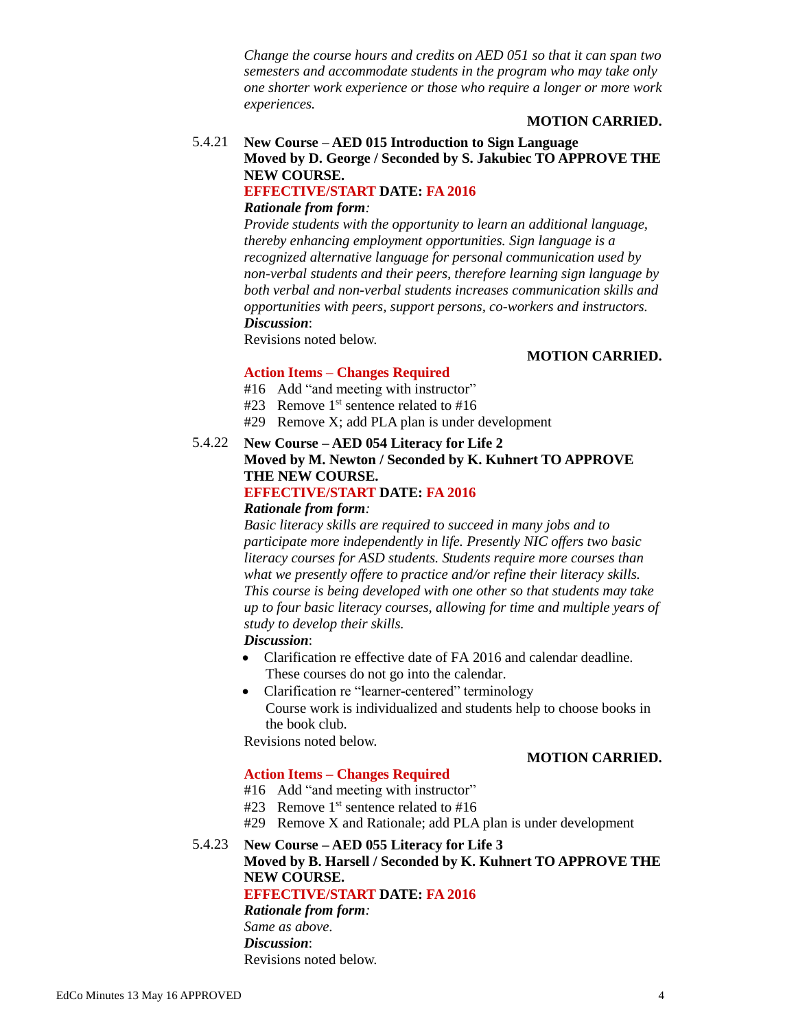*Change the course hours and credits on AED 051 so that it can span two semesters and accommodate students in the program who may take only one shorter work experience or those who require a longer or more work experiences.*

**MOTION CARRIED.**

5.4.21 **New Course – AED 015 Introduction to Sign Language**
**Moved by D. George / Seconded by S. Jakubiec TO APPROVE THE NEW COURSE.**
**EFFECTIVE/START DATE: FA 2016**
***Rationale from form:***
*Provide students with the opportunity to learn an additional language, thereby enhancing employment opportunities. Sign language is a recognized alternative language for personal communication used by non-verbal students and their peers, therefore learning sign language by both verbal and non-verbal students increases communication skills and opportunities with peers, support persons, co-workers and instructors.*
***Discussion*:**
Revisions noted below.

**MOTION CARRIED.**

**Action Items – Changes Required**
#16 Add "and meeting with instructor"
#23 Remove 1st sentence related to #16
#29 Remove X; add PLA plan is under development

5.4.22 **New Course – AED 054 Literacy for Life 2**
**Moved by M. Newton / Seconded by K. Kuhnert TO APPROVE THE NEW COURSE.**
**EFFECTIVE/START DATE: FA 2016**
***Rationale from form:***
*Basic literacy skills are required to succeed in many jobs and to participate more independently in life. Presently NIC offers two basic literacy courses for ASD students. Students require more courses than what we presently offere to practice and/or refine their literacy skills. This course is being developed with one other so that students may take up to four basic literacy courses, allowing for time and multiple years of study to develop their skills.*
***Discussion*:**
- Clarification re effective date of FA 2016 and calendar deadline. These courses do not go into the calendar.
- Clarification re "learner-centered" terminology
  Course work is individualized and students help to choose books in the book club.

Revisions noted below.

**MOTION CARRIED.**

**Action Items – Changes Required**
#16 Add "and meeting with instructor"
#23 Remove 1st sentence related to #16
#29 Remove X and Rationale; add PLA plan is under development

5.4.23 **New Course – AED 055 Literacy for Life 3**
**Moved by B. Harsell / Seconded by K. Kuhnert TO APPROVE THE NEW COURSE.**
**EFFECTIVE/START DATE: FA 2016**
***Rationale from form:***
*Same as above.*
***Discussion*:**
Revisions noted below.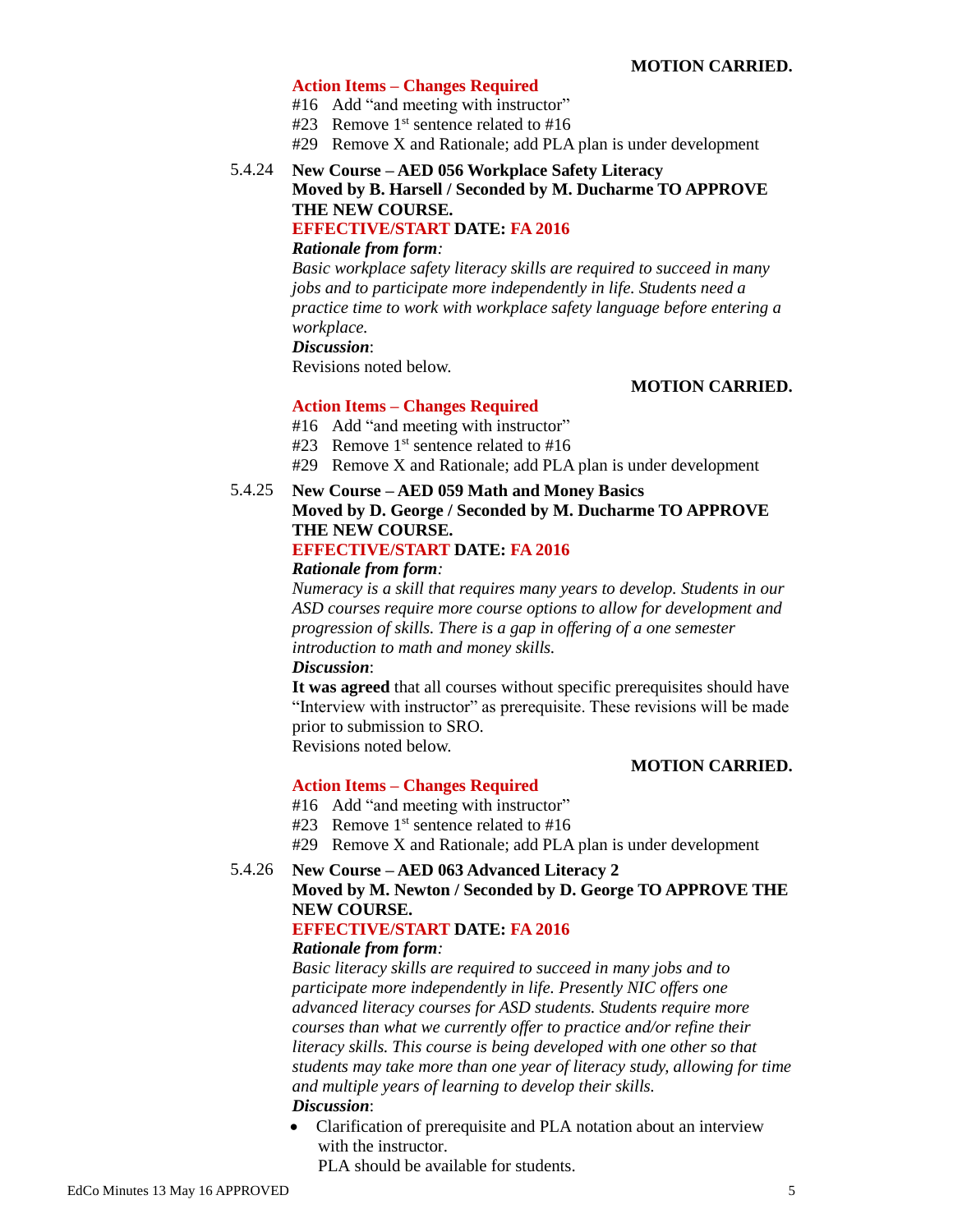**MOTION CARRIED.**

**Action Items – Changes Required**

#16 Add "and meeting with instructor"

#23 Remove 1st sentence related to #16

#29 Remove X and Rationale; add PLA plan is under development

5.4.24 **New Course – AED 056 Workplace Safety Literacy**

**Moved by B. Harsell / Seconded by M. Ducharme TO APPROVE THE NEW COURSE.**

**EFFECTIVE/START DATE: FA 2016**

***Rationale from form:***

*Basic workplace safety literacy skills are required to succeed in many jobs and to participate more independently in life. Students need a practice time to work with workplace safety language before entering a workplace.*

***Discussion***:

Revisions noted below.

**MOTION CARRIED.**

**Action Items – Changes Required**

#16 Add "and meeting with instructor"

#23 Remove 1st sentence related to #16

#29 Remove X and Rationale; add PLA plan is under development

5.4.25 **New Course – AED 059 Math and Money Basics**

**Moved by D. George / Seconded by M. Ducharme TO APPROVE THE NEW COURSE.**

**EFFECTIVE/START DATE: FA 2016**

***Rationale from form:***

*Numeracy is a skill that requires many years to develop. Students in our ASD courses require more course options to allow for development and progression of skills. There is a gap in offering of a one semester introduction to math and money skills.*

***Discussion***:

**It was agreed** that all courses without specific prerequisites should have "Interview with instructor" as prerequisite. These revisions will be made prior to submission to SRO.

Revisions noted below.

**MOTION CARRIED.**

**Action Items – Changes Required**

#16 Add "and meeting with instructor"

#23 Remove 1st sentence related to #16

#29 Remove X and Rationale; add PLA plan is under development

5.4.26 **New Course – AED 063 Advanced Literacy 2**

**Moved by M. Newton / Seconded by D. George TO APPROVE THE NEW COURSE.**

**EFFECTIVE/START DATE: FA 2016**

***Rationale from form:***

*Basic literacy skills are required to succeed in many jobs and to participate more independently in life. Presently NIC offers one advanced literacy courses for ASD students. Students require more courses than what we currently offer to practice and/or refine their literacy skills. This course is being developed with one other so that students may take more than one year of literacy study, allowing for time and multiple years of learning to develop their skills.*

***Discussion***:

- Clarification of prerequisite and PLA notation about an interview with the instructor.
  PLA should be available for students.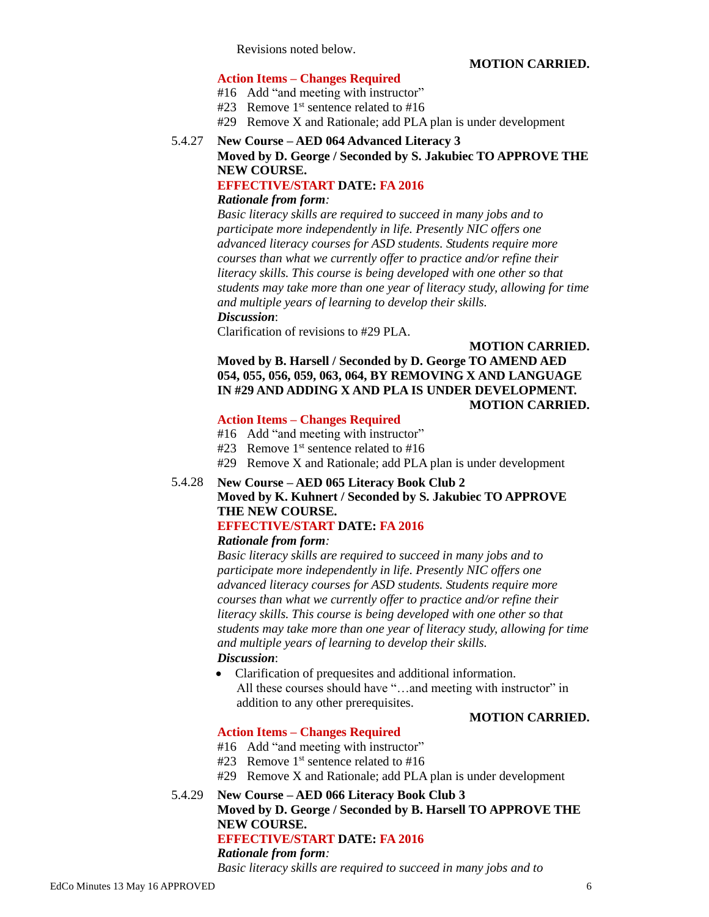Revisions noted below.

**MOTION CARRIED.**

**Action Items – Changes Required**

#16 Add "and meeting with instructor"
#23 Remove 1st sentence related to #16
#29 Remove X and Rationale; add PLA plan is under development

5.4.27 **New Course – AED 064 Advanced Literacy 3**
**Moved by D. George / Seconded by S. Jakubiec TO APPROVE THE NEW COURSE.**
**EFFECTIVE/START DATE: FA 2016**
***Rationale from form:***
*Basic literacy skills are required to succeed in many jobs and to participate more independently in life. Presently NIC offers one advanced literacy courses for ASD students. Students require more courses than what we currently offer to practice and/or refine their literacy skills. This course is being developed with one other so that students may take more than one year of literacy study, allowing for time and multiple years of learning to develop their skills.*
***Discussion***:
Clarification of revisions to #29 PLA.

**MOTION CARRIED.**

**Moved by B. Harsell / Seconded by D. George TO AMEND AED 054, 055, 056, 059, 063, 064, BY REMOVING X AND LANGUAGE IN #29 AND ADDING X AND PLA IS UNDER DEVELOPMENT.**

**MOTION CARRIED.**

**Action Items – Changes Required**

#16 Add "and meeting with instructor"
#23 Remove 1st sentence related to #16
#29 Remove X and Rationale; add PLA plan is under development

5.4.28 **New Course – AED 065 Literacy Book Club 2**
**Moved by K. Kuhnert / Seconded by S. Jakubiec TO APPROVE THE NEW COURSE.**
**EFFECTIVE/START DATE: FA 2016**
***Rationale from form:***
*Basic literacy skills are required to succeed in many jobs and to participate more independently in life. Presently NIC offers one advanced literacy courses for ASD students. Students require more courses than what we currently offer to practice and/or refine their literacy skills. This course is being developed with one other so that students may take more than one year of literacy study, allowing for time and multiple years of learning to develop their skills.*
***Discussion***:

- Clarification of prequesites and additional information.
  All these courses should have "…and meeting with instructor" in addition to any other prerequisites.

**MOTION CARRIED.**

**Action Items – Changes Required**

#16 Add "and meeting with instructor"
#23 Remove 1st sentence related to #16
#29 Remove X and Rationale; add PLA plan is under development

5.4.29 **New Course – AED 066 Literacy Book Club 3**
**Moved by D. George / Seconded by B. Harsell TO APPROVE THE NEW COURSE.**
**EFFECTIVE/START DATE: FA 2016**
***Rationale from form:***
*Basic literacy skills are required to succeed in many jobs and to*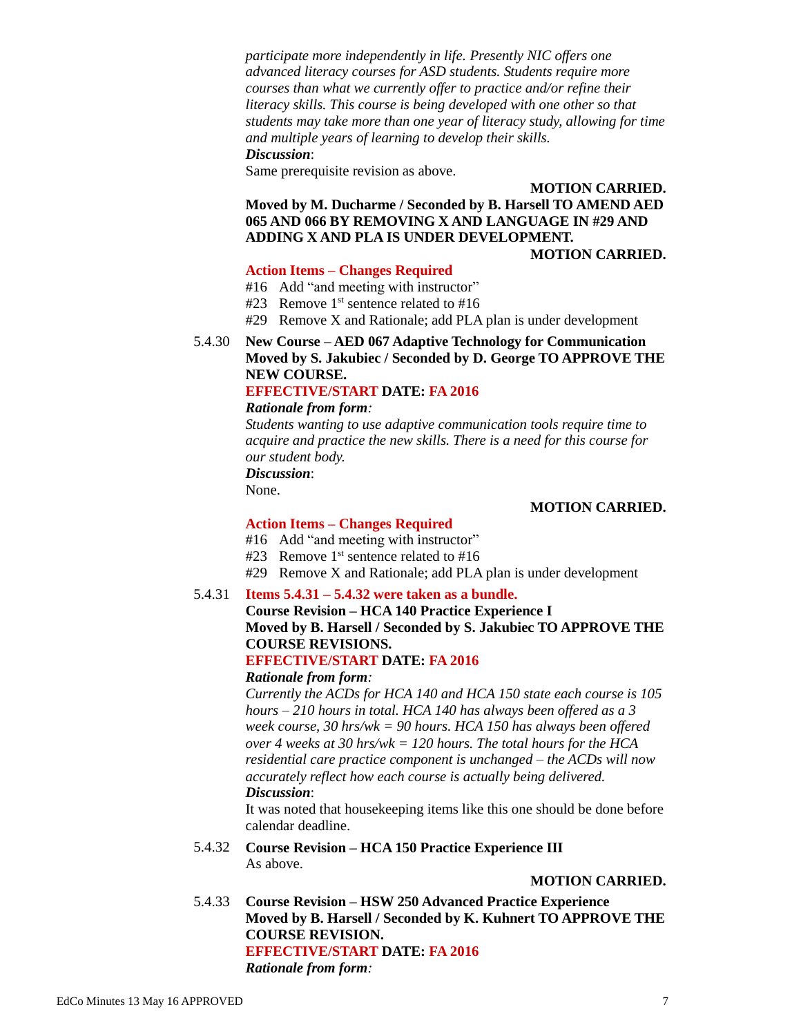*participate more independently in life. Presently NIC offers one advanced literacy courses for ASD students. Students require more courses than what we currently offer to practice and/or refine their literacy skills. This course is being developed with one other so that students may take more than one year of literacy study, allowing for time and multiple years of learning to develop their skills.*

***Discussion***:

Same prerequisite revision as above.

**MOTION CARRIED.**

**Moved by M. Ducharme / Seconded by B. Harsell TO AMEND AED 065 AND 066 BY REMOVING X AND LANGUAGE IN #29 AND ADDING X AND PLA IS UNDER DEVELOPMENT.**

**MOTION CARRIED.**

**Action Items – Changes Required**

#16 Add "and meeting with instructor"

#23 Remove 1st sentence related to #16

#29 Remove X and Rationale; add PLA plan is under development

5.4.30 **New Course – AED 067 Adaptive Technology for Communication**

**Moved by S. Jakubiec / Seconded by D. George TO APPROVE THE NEW COURSE.**

**EFFECTIVE/START DATE: FA 2016**

***Rationale from form:***

*Students wanting to use adaptive communication tools require time to acquire and practice the new skills. There is a need for this course for our student body.*

***Discussion***:

None.

**MOTION CARRIED.**

**Action Items – Changes Required**

#16 Add "and meeting with instructor"

#23 Remove 1st sentence related to #16

#29 Remove X and Rationale; add PLA plan is under development

5.4.31 **Items 5.4.31 – 5.4.32 were taken as a bundle.**

**Course Revision – HCA 140 Practice Experience I**

**Moved by B. Harsell / Seconded by S. Jakubiec TO APPROVE THE COURSE REVISIONS.**

**EFFECTIVE/START DATE: FA 2016**

***Rationale from form:***

*Currently the ACDs for HCA 140 and HCA 150 state each course is 105 hours – 210 hours in total. HCA 140 has always been offered as a 3 week course, 30 hrs/wk = 90 hours. HCA 150 has always been offered over 4 weeks at 30 hrs/wk = 120 hours. The total hours for the HCA residential care practice component is unchanged – the ACDs will now accurately reflect how each course is actually being delivered.*

***Discussion***:

It was noted that housekeeping items like this one should be done before calendar deadline.

5.4.32 **Course Revision – HCA 150 Practice Experience III**

As above.

**MOTION CARRIED.**

5.4.33 **Course Revision – HSW 250 Advanced Practice Experience**

**Moved by B. Harsell / Seconded by K. Kuhnert TO APPROVE THE COURSE REVISION.**

**EFFECTIVE/START DATE: FA 2016**

***Rationale from form:***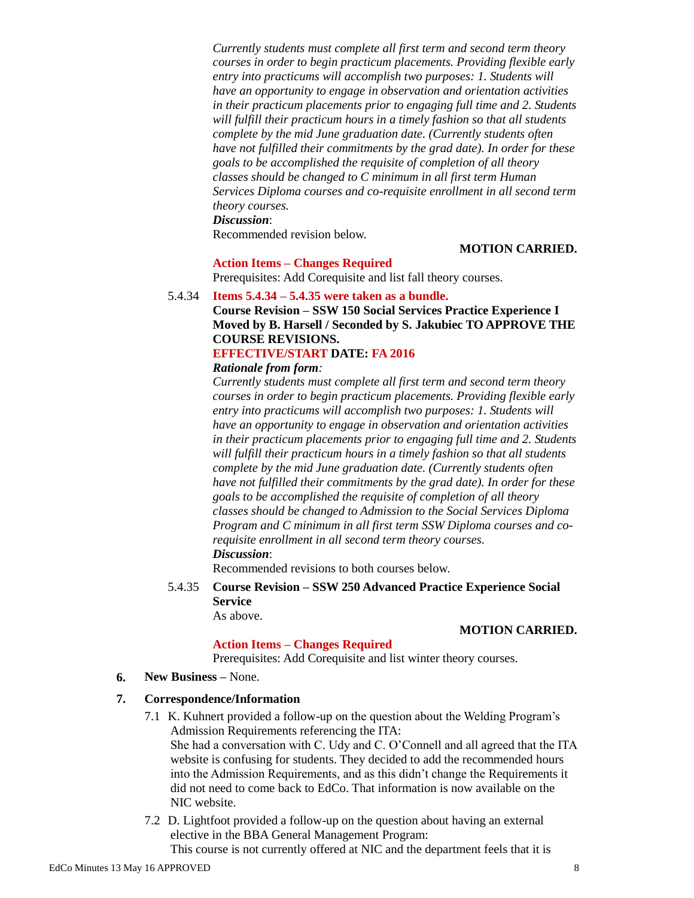*Currently students must complete all first term and second term theory courses in order to begin practicum placements. Providing flexible early entry into practicums will accomplish two purposes: 1. Students will have an opportunity to engage in observation and orientation activities in their practicum placements prior to engaging full time and 2. Students will fulfill their practicum hours in a timely fashion so that all students complete by the mid June graduation date. (Currently students often have not fulfilled their commitments by the grad date). In order for these goals to be accomplished the requisite of completion of all theory classes should be changed to C minimum in all first term Human Services Diploma courses and co-requisite enrollment in all second term theory courses.*

***Discussion***:
Recommended revision below.

**MOTION CARRIED.**

**Action Items – Changes Required**
Prerequisites: Add Corequisite and list fall theory courses.

5.4.34 **Items 5.4.34 – 5.4.35 were taken as a bundle.**
**Course Revision – SSW 150 Social Services Practice Experience I**
**Moved by B. Harsell / Seconded by S. Jakubiec TO APPROVE THE COURSE REVISIONS.**
**EFFECTIVE/START DATE: FA 2016**

***Rationale from form:***
*Currently students must complete all first term and second term theory courses in order to begin practicum placements. Providing flexible early entry into practicums will accomplish two purposes: 1. Students will have an opportunity to engage in observation and orientation activities in their practicum placements prior to engaging full time and 2. Students will fulfill their practicum hours in a timely fashion so that all students complete by the mid June graduation date. (Currently students often have not fulfilled their commitments by the grad date). In order for these goals to be accomplished the requisite of completion of all theory classes should be changed to Admission to the Social Services Diploma Program and C minimum in all first term SSW Diploma courses and co-requisite enrollment in all second term theory courses.*

***Discussion***:
Recommended revisions to both courses below.

5.4.35 **Course Revision – SSW 250 Advanced Practice Experience Social Service**
As above.

**MOTION CARRIED.**

**Action Items – Changes Required**
Prerequisites: Add Corequisite and list winter theory courses.

**6. New Business** – None.

**7. Correspondence/Information**

7.1 K. Kuhnert provided a follow-up on the question about the Welding Program's Admission Requirements referencing the ITA:
She had a conversation with C. Udy and C. O'Connell and all agreed that the ITA website is confusing for students. They decided to add the recommended hours into the Admission Requirements, and as this didn't change the Requirements it did not need to come back to EdCo. That information is now available on the NIC website.

7.2 D. Lightfoot provided a follow-up on the question about having an external elective in the BBA General Management Program:
This course is not currently offered at NIC and the department feels that it is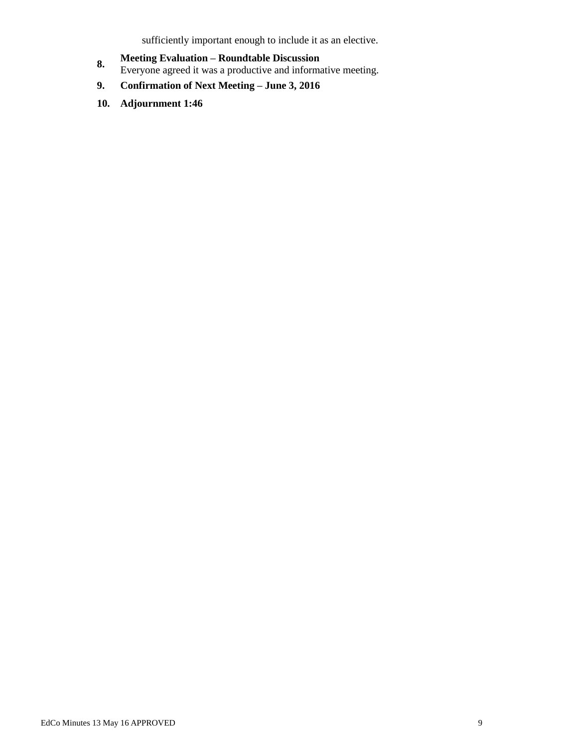sufficiently important enough to include it as an elective.

8. **Meeting Evaluation – Roundtable Discussion**
   Everyone agreed it was a productive and informative meeting.

9. **Confirmation of Next Meeting – June 3, 2016**

10. **Adjournment 1:46**